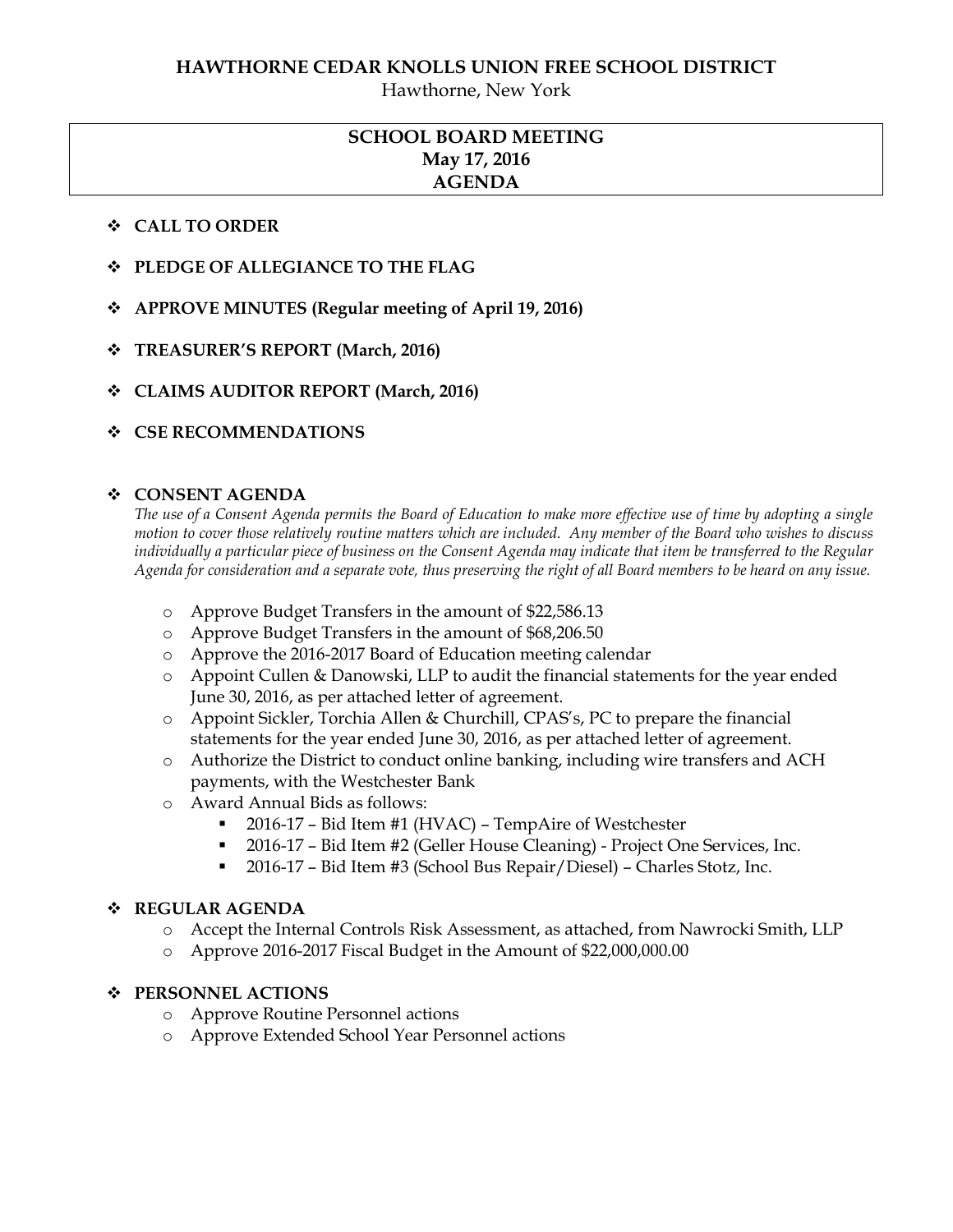# HAWTHORNE CEDAR KNOLLS UNION FREE SCHOOL DISTRICT

Hawthorne, New York

## SCHOOL BOARD MEETING
## May 17, 2016
## AGENDA

- **CALL TO ORDER**
- **PLEDGE OF ALLEGIANCE TO THE FLAG**
- **APPROVE MINUTES (Regular meeting of April 19, 2016)**
- **TREASURER'S REPORT (March, 2016)**
- **CLAIMS AUDITOR REPORT (March, 2016)**
- **CSE RECOMMENDATIONS**

- **CONSENT AGENDA**

  *The use of a Consent Agenda permits the Board of Education to make more effective use of time by adopting a single motion to cover those relatively routine matters which are included. Any member of the Board who wishes to discuss individually a particular piece of business on the Consent Agenda may indicate that item be transferred to the Regular Agenda for consideration and a separate vote, thus preserving the right of all Board members to be heard on any issue.*

  - Approve Budget Transfers in the amount of $22,586.13
  - Approve Budget Transfers in the amount of $68,206.50
  - Approve the 2016-2017 Board of Education meeting calendar
  - Appoint Cullen & Danowski, LLP to audit the financial statements for the year ended June 30, 2016, as per attached letter of agreement.
  - Appoint Sickler, Torchia Allen & Churchill, CPAS's, PC to prepare the financial statements for the year ended June 30, 2016, as per attached letter of agreement.
  - Authorize the District to conduct online banking, including wire transfers and ACH payments, with the Westchester Bank
  - Award Annual Bids as follows:
    - 2016-17 – Bid Item #1 (HVAC) – TempAire of Westchester
    - 2016-17 – Bid Item #2 (Geller House Cleaning) - Project One Services, Inc.
    - 2016-17 – Bid Item #3 (School Bus Repair/Diesel) – Charles Stotz, Inc.

- **REGULAR AGENDA**
  - Accept the Internal Controls Risk Assessment, as attached, from Nawrocki Smith, LLP
  - Approve 2016-2017 Fiscal Budget in the Amount of $22,000,000.00

- **PERSONNEL ACTIONS**
  - Approve Routine Personnel actions
  - Approve Extended School Year Personnel actions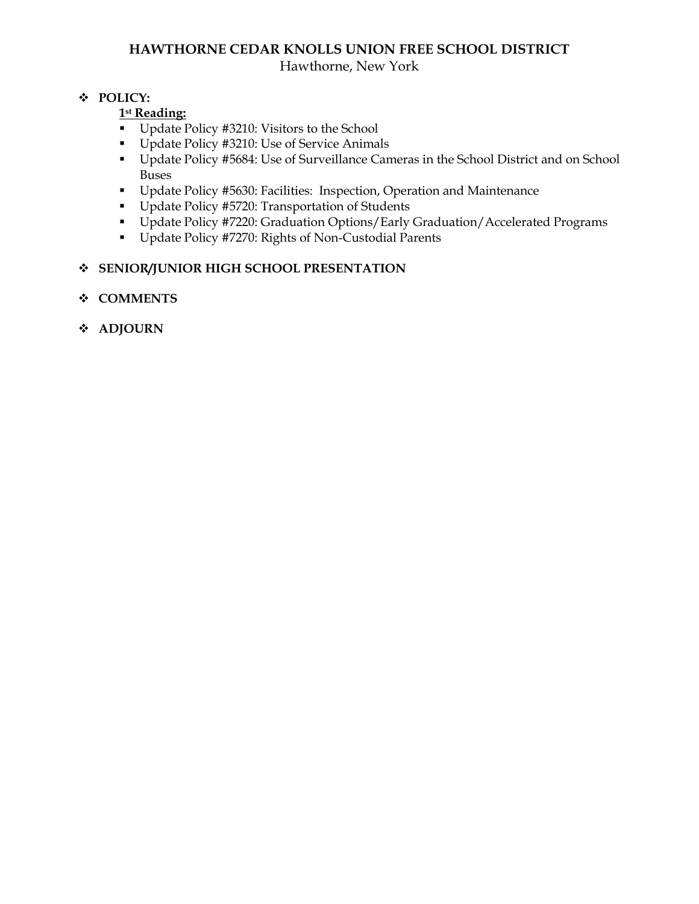**HAWTHORNE CEDAR KNOLLS UNION FREE SCHOOL DISTRICT**
Hawthorne, New York

- **POLICY:**

  **1st Reading:**
  - Update Policy #3210: Visitors to the School
  - Update Policy #3210: Use of Service Animals
  - Update Policy #5684: Use of Surveillance Cameras in the School District and on School Buses
  - Update Policy #5630: Facilities: Inspection, Operation and Maintenance
  - Update Policy #5720: Transportation of Students
  - Update Policy #7220: Graduation Options/Early Graduation/Accelerated Programs
  - Update Policy #7270: Rights of Non-Custodial Parents

- **SENIOR/JUNIOR HIGH SCHOOL PRESENTATION**

- **COMMENTS**

- **ADJOURN**